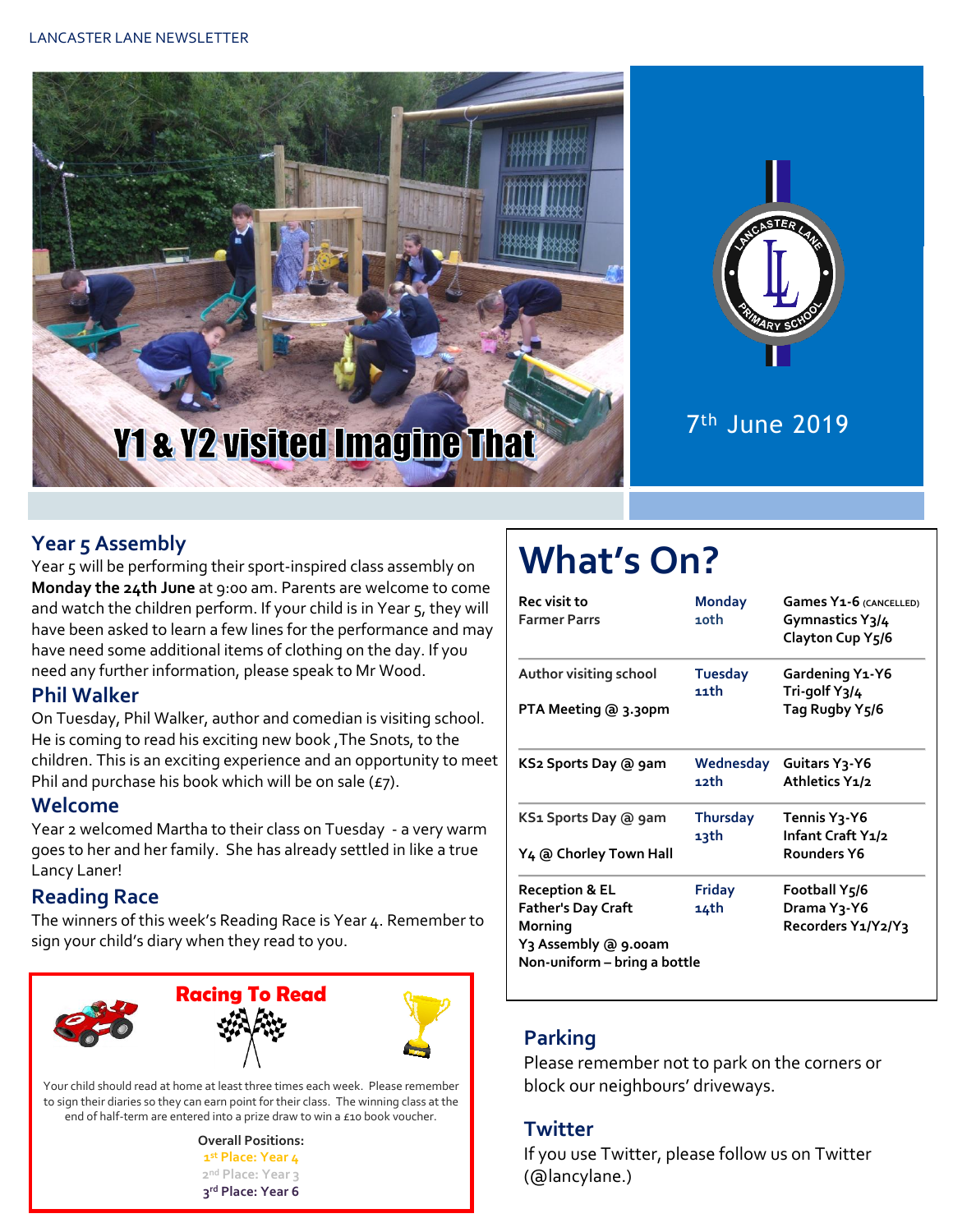LANCASTER LANE NEWSLETTER

Y1 & Y2 visited Imagine That

7th June 2019

## Year 5 Assembly

Year 5 will be performing their sport-inspired class assembly on **Monday the 24th June** at 9:00 am. Parents are welcome to come and watch the children perform. If your child is in Year 5, they will have been asked to learn a few lines for the performance and may have need some additional items of clothing on the day. If you need any further information, please speak to Mr Wood.

## Phil Walker

On Tuesday, Phil Walker, author and comedian is visiting school. He is coming to read his exciting new book ,The Snots, to the children. This is an exciting experience and an opportunity to meet Phil and purchase his book which will be on sale (£7).

## Welcome

Year 2 welcomed Martha to their class on Tuesday - a very warm goes to her and her family. She has already settled in like a true Lancy Laner!

## Reading Race

The winners of this week's Reading Race is Year 4. Remember to sign your child's diary when they read to you.

### Racing To Read

Your child should read at home at least three times each week. Please remember to sign their diaries so they can earn point for their class. The winning class at the end of half-term are entered into a prize draw to win a £10 book voucher.

**Overall Positions:**

1st Place: Year 4
2nd Place: Year 3
3rd Place: Year 6

# What's On?

| | | |
|---|---|---|
| Rec visit to Farmer Parrs | Monday 10th | Games Y1-6 (CANCELLED)<br>Gymnastics Y3/4<br>Clayton Cup Y5/6 |
| Author visiting school<br>PTA Meeting @ 3.30pm | Tuesday 11th | Gardening Y1-Y6<br>Tri-golf Y3/4<br>Tag Rugby Y5/6 |
| KS2 Sports Day @ 9am | Wednesday 12th | Guitars Y3-Y6<br>Athletics Y1/2 |
| KS1 Sports Day @ 9am<br>Y4 @ Chorley Town Hall | Thursday 13th | Tennis Y3-Y6<br>Infant Craft Y1/2<br>Rounders Y6 |
| Reception & EL Father's Day Craft Morning<br>Y3 Assembly @ 9.00am<br>Non-uniform – bring a bottle | Friday 14th | Football Y5/6<br>Drama Y3-Y6<br>Recorders Y1/Y2/Y3 |

## Parking

Please remember not to park on the corners or block our neighbours' driveways.

## Twitter

If you use Twitter, please follow us on Twitter (@lancylane.)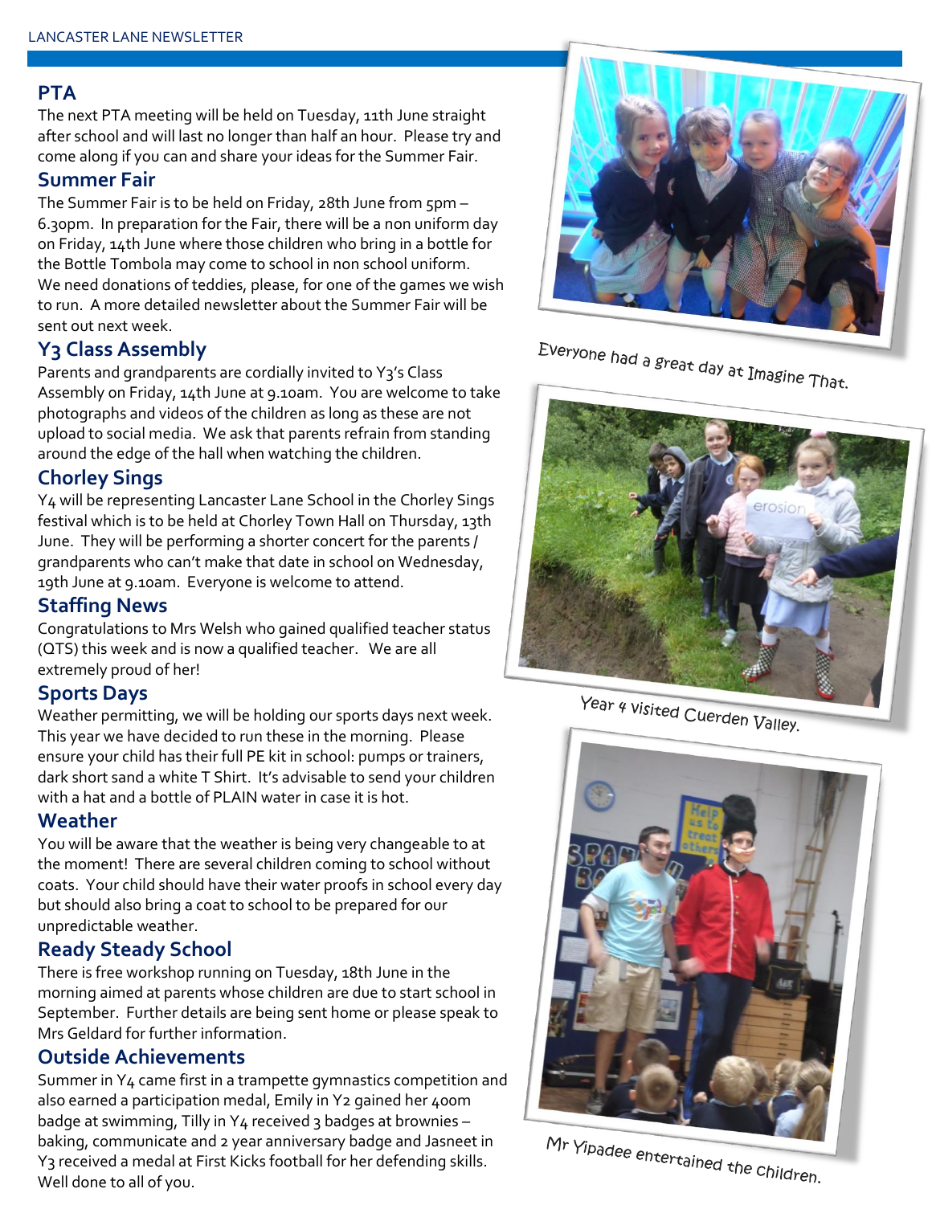## PTA

The next PTA meeting will be held on Tuesday, 11th June straight after school and will last no longer than half an hour. Please try and come along if you can and share your ideas for the Summer Fair.

## Summer Fair

The Summer Fair is to be held on Friday, 28th June from 5pm – 6.30pm. In preparation for the Fair, there will be a non uniform day on Friday, 14th June where those children who bring in a bottle for the Bottle Tombola may come to school in non school uniform. We need donations of teddies, please, for one of the games we wish to run. A more detailed newsletter about the Summer Fair will be sent out next week.

## Y3 Class Assembly

Parents and grandparents are cordially invited to Y3's Class Assembly on Friday, 14th June at 9.10am. You are welcome to take photographs and videos of the children as long as these are not upload to social media. We ask that parents refrain from standing around the edge of the hall when watching the children.

## Chorley Sings

Y4 will be representing Lancaster Lane School in the Chorley Sings festival which is to be held at Chorley Town Hall on Thursday, 13th June. They will be performing a shorter concert for the parents / grandparents who can't make that date in school on Wednesday, 19th June at 9.10am. Everyone is welcome to attend.

## Staffing News

Congratulations to Mrs Welsh who gained qualified teacher status (QTS) this week and is now a qualified teacher. We are all extremely proud of her!

## Sports Days

Weather permitting, we will be holding our sports days next week. This year we have decided to run these in the morning. Please ensure your child has their full PE kit in school: pumps or trainers, dark short sand a white T Shirt. It's advisable to send your children with a hat and a bottle of PLAIN water in case it is hot.

## Weather

You will be aware that the weather is being very changeable to at the moment! There are several children coming to school without coats. Your child should have their water proofs in school every day but should also bring a coat to school to be prepared for our unpredictable weather.

## Ready Steady School

There is free workshop running on Tuesday, 18th June in the morning aimed at parents whose children are due to start school in September. Further details are being sent home or please speak to Mrs Geldard for further information.

## Outside Achievements

Summer in Y4 came first in a trampette gymnastics competition and also earned a participation medal, Emily in Y2 gained her 400m badge at swimming, Tilly in Y4 received 3 badges at brownies – baking, communicate and 2 year anniversary badge and Jasneet in Y3 received a medal at First Kicks football for her defending skills. Well done to all of you.

Everyone had a great day at Imagine That.

Year 4 visited Cuerden Valley.

Mr Yipadee entertained the children.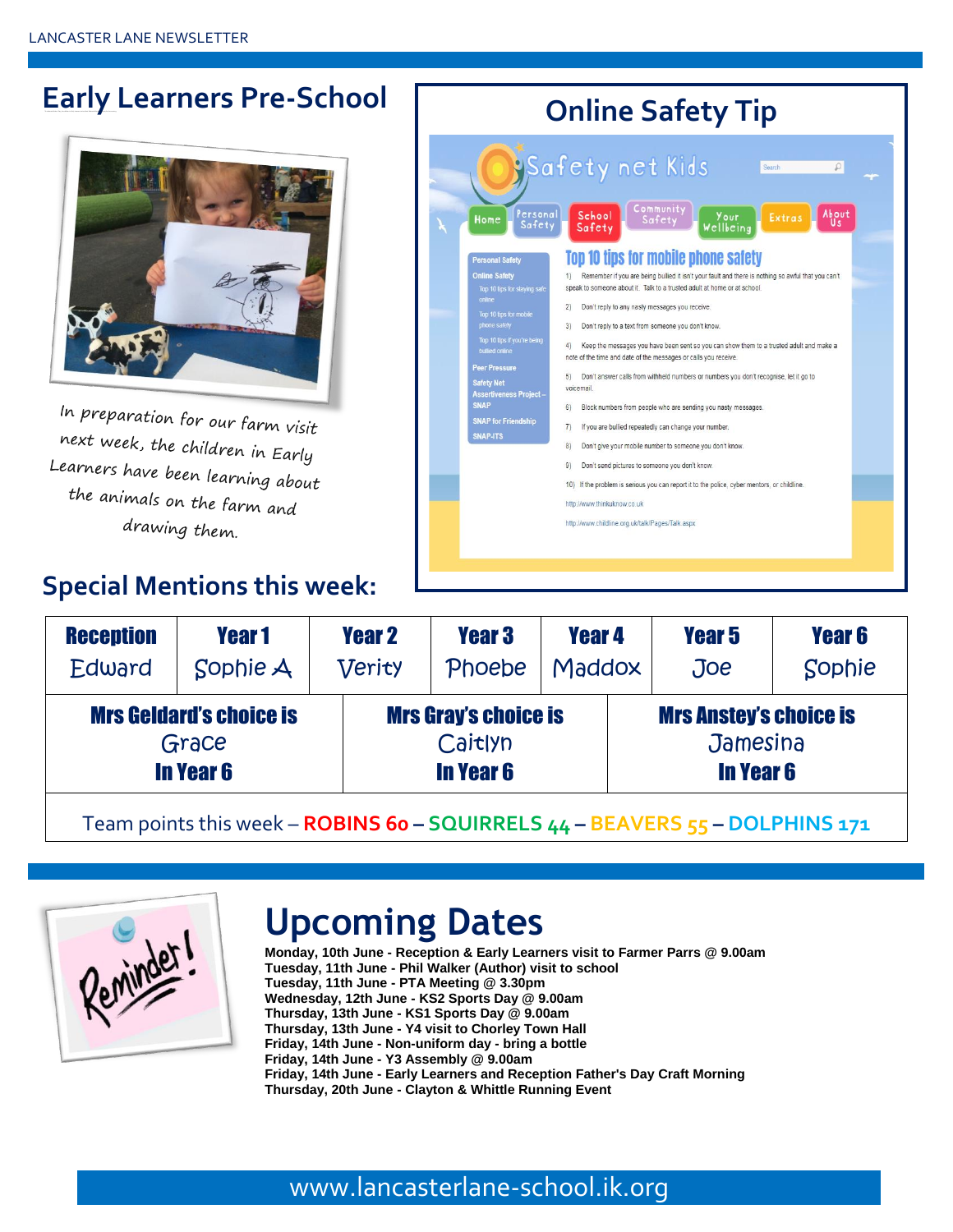## Early Learners Pre-School

In preparation for our farm visit next week, the children in Early Learners have been learning about the animals on the farm and drawing them.

## Online Safety Tip

Safety net Kids

Home | Personal Safety | School Safety | Community Safety | Your Wellbeing | Extras | About Us

Personal Safety
Online Safety
Top 10 tips for staying safe online
Top 10 tips for mobile phone safety
Top 10 tips if you're being bullied online
Peer Pressure
Safety Net
Assertiveness Project – SNAP
SNAP for Friendship
SNAP-ITS

### Top 10 tips for mobile phone safety

1) Remember if you are being bullied it isn't your fault and there is nothing so awful that you can't speak to someone about it. Talk to a trusted adult at home or at school.

2) Don't reply to any nasty messages you receive.

3) Don't reply to a text from someone you don't know.

4) Keep the messages you have been sent so you can show them to a trusted adult and make a note of the time and date of the messages or calls you receive.

5) Don't answer calls from withheld numbers or numbers you don't recognise, let it go to voicemail.

6) Block numbers from people who are sending you nasty messages.

7) If you are bullied repeatedly can change your number.

8) Don't give your mobile number to someone you don't know.

9) Don't send pictures to someone you don't know.

10) If the problem is serious you can report it to the police, cyber mentors, or childline.

http://www.thinkuknow.co.uk

http://www.childline.org.uk/talk/Pages/Talk.aspx

## Special Mentions this week:

| Reception | Year 1 | Year 2 | Year 3 | Year 4 | Year 5 | Year 6 |
|---|---|---|---|---|---|---|
| Edward | Sophie A | Verity | Phoebe | Maddox | Joe | Sophie |

| Mrs Geldard's choice is | Mrs Gray's choice is | Mrs Anstey's choice is |
|---|---|---|
| Grace **In Year 6** | Caitlyn **In Year 6** | Jamesina **In Year 6** |

Team points this week – **ROBINS 60** – **SQUIRRELS 44** – **BEAVERS 55** – **DOLPHINS 171**

## Upcoming Dates

**Monday, 10th June - Reception & Early Learners visit to Farmer Parrs @ 9.00am**
**Tuesday, 11th June - Phil Walker (Author) visit to school**
**Tuesday, 11th June - PTA Meeting @ 3.30pm**
**Wednesday, 12th June - KS2 Sports Day @ 9.00am**
**Thursday, 13th June - KS1 Sports Day @ 9.00am**
**Thursday, 13th June - Y4 visit to Chorley Town Hall**
**Friday, 14th June - Non-uniform day - bring a bottle**
**Friday, 14th June - Y3 Assembly @ 9.00am**
**Friday, 14th June - Early Learners and Reception Father's Day Craft Morning**
**Thursday, 20th June - Clayton & Whittle Running Event**

www.lancasterlane-school.ik.org